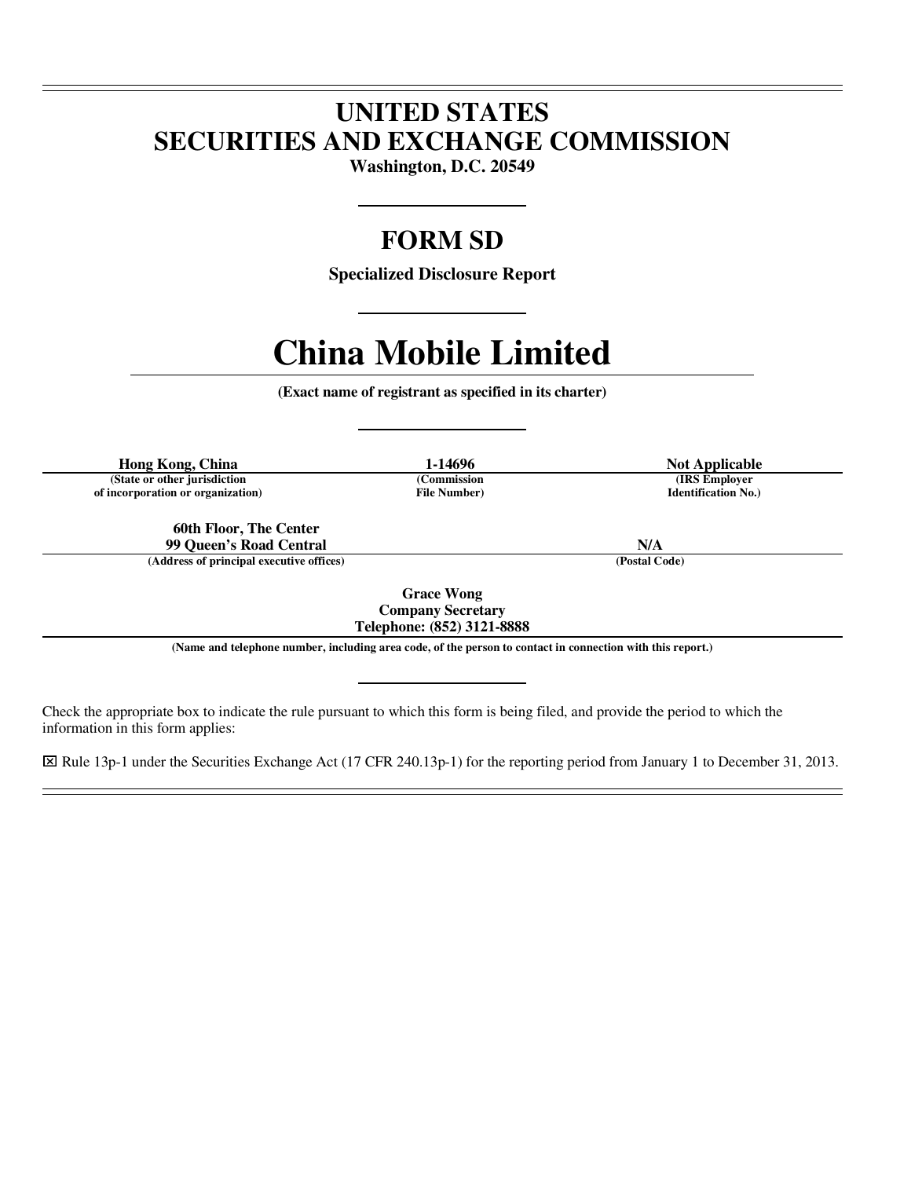# UNITED STATES
# SECURITIES AND EXCHANGE COMMISSION

**Washington, D.C. 20549**

## FORM SD

**Specialized Disclosure Report**

# China Mobile Limited

**(Exact name of registrant as specified in its charter)**

| Hong Kong, China | 1-14696 | Not Applicable |
|---|---|---|
| (State or other jurisdiction of incorporation or organization) | (Commission File Number) | (IRS Employer Identification No.) |

| 60th Floor, The Center 99 Queen's Road Central | N/A |
|---|---|
| (Address of principal executive offices) | (Postal Code) |

**Grace Wong**
**Company Secretary**
**Telephone: (852) 3121-8888**

**(Name and telephone number, including area code, of the person to contact in connection with this report.)**

Check the appropriate box to indicate the rule pursuant to which this form is being filed, and provide the period to which the information in this form applies:

☒ Rule 13p-1 under the Securities Exchange Act (17 CFR 240.13p-1) for the reporting period from January 1 to December 31, 2013.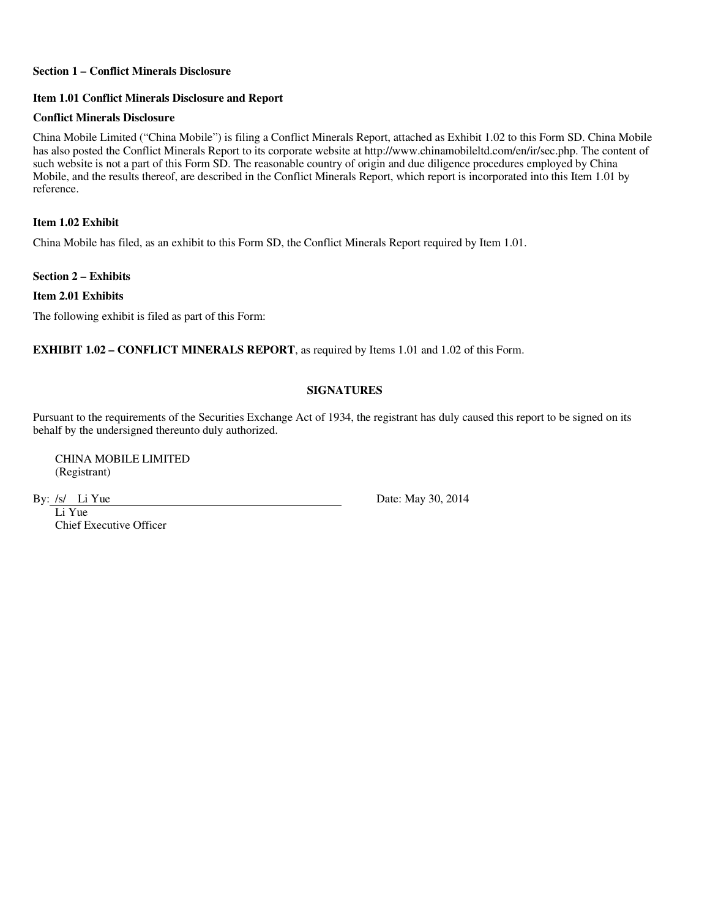**Section 1 – Conflict Minerals Disclosure**

**Item 1.01 Conflict Minerals Disclosure and Report**

**Conflict Minerals Disclosure**

China Mobile Limited ("China Mobile") is filing a Conflict Minerals Report, attached as Exhibit 1.02 to this Form SD. China Mobile has also posted the Conflict Minerals Report to its corporate website at http://www.chinamobileltd.com/en/ir/sec.php. The content of such website is not a part of this Form SD. The reasonable country of origin and due diligence procedures employed by China Mobile, and the results thereof, are described in the Conflict Minerals Report, which report is incorporated into this Item 1.01 by reference.

**Item 1.02 Exhibit**

China Mobile has filed, as an exhibit to this Form SD, the Conflict Minerals Report required by Item 1.01.

**Section 2 – Exhibits**

**Item 2.01 Exhibits**

The following exhibit is filed as part of this Form:

**EXHIBIT 1.02 – CONFLICT MINERALS REPORT**, as required by Items 1.01 and 1.02 of this Form.

**SIGNATURES**

Pursuant to the requirements of the Securities Exchange Act of 1934, the registrant has duly caused this report to be signed on its behalf by the undersigned thereunto duly authorized.

CHINA MOBILE LIMITED
(Registrant)

By: /s/ Li Yue
Li Yue
Chief Executive Officer

Date: May 30, 2014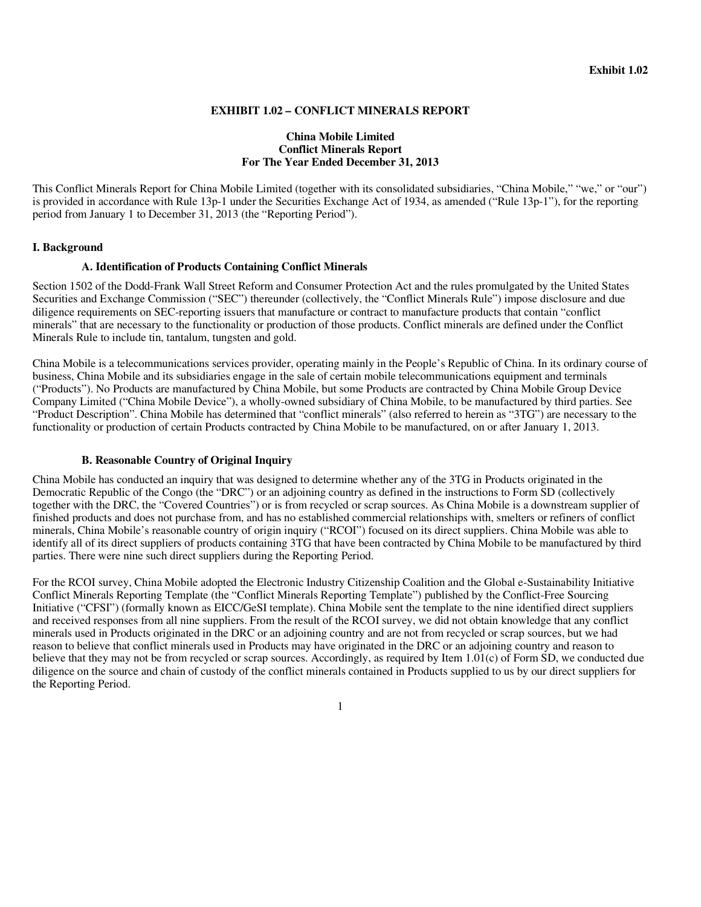**Exhibit 1.02**

# EXHIBIT 1.02 – CONFLICT MINERALS REPORT

**China Mobile Limited**
**Conflict Minerals Report**
**For The Year Ended December 31, 2013**

This Conflict Minerals Report for China Mobile Limited (together with its consolidated subsidiaries, "China Mobile," "we," or "our") is provided in accordance with Rule 13p-1 under the Securities Exchange Act of 1934, as amended ("Rule 13p-1"), for the reporting period from January 1 to December 31, 2013 (the "Reporting Period").

## I. Background

### A. Identification of Products Containing Conflict Minerals

Section 1502 of the Dodd-Frank Wall Street Reform and Consumer Protection Act and the rules promulgated by the United States Securities and Exchange Commission ("SEC") thereunder (collectively, the "Conflict Minerals Rule") impose disclosure and due diligence requirements on SEC-reporting issuers that manufacture or contract to manufacture products that contain "conflict minerals" that are necessary to the functionality or production of those products. Conflict minerals are defined under the Conflict Minerals Rule to include tin, tantalum, tungsten and gold.

China Mobile is a telecommunications services provider, operating mainly in the People's Republic of China. In its ordinary course of business, China Mobile and its subsidiaries engage in the sale of certain mobile telecommunications equipment and terminals ("Products"). No Products are manufactured by China Mobile, but some Products are contracted by China Mobile Group Device Company Limited ("China Mobile Device"), a wholly-owned subsidiary of China Mobile, to be manufactured by third parties. See "Product Description". China Mobile has determined that "conflict minerals" (also referred to herein as "3TG") are necessary to the functionality or production of certain Products contracted by China Mobile to be manufactured, on or after January 1, 2013.

### B. Reasonable Country of Original Inquiry

China Mobile has conducted an inquiry that was designed to determine whether any of the 3TG in Products originated in the Democratic Republic of the Congo (the "DRC") or an adjoining country as defined in the instructions to Form SD (collectively together with the DRC, the "Covered Countries") or is from recycled or scrap sources. As China Mobile is a downstream supplier of finished products and does not purchase from, and has no established commercial relationships with, smelters or refiners of conflict minerals, China Mobile's reasonable country of origin inquiry ("RCOI") focused on its direct suppliers. China Mobile was able to identify all of its direct suppliers of products containing 3TG that have been contracted by China Mobile to be manufactured by third parties. There were nine such direct suppliers during the Reporting Period.

For the RCOI survey, China Mobile adopted the Electronic Industry Citizenship Coalition and the Global e-Sustainability Initiative Conflict Minerals Reporting Template (the "Conflict Minerals Reporting Template") published by the Conflict-Free Sourcing Initiative ("CFSI") (formally known as EICC/GeSI template). China Mobile sent the template to the nine identified direct suppliers and received responses from all nine suppliers. From the result of the RCOI survey, we did not obtain knowledge that any conflict minerals used in Products originated in the DRC or an adjoining country and are not from recycled or scrap sources, but we had reason to believe that conflict minerals used in Products may have originated in the DRC or an adjoining country and reason to believe that they may not be from recycled or scrap sources. Accordingly, as required by Item 1.01(c) of Form SD, we conducted due diligence on the source and chain of custody of the conflict minerals contained in Products supplied to us by our direct suppliers for the Reporting Period.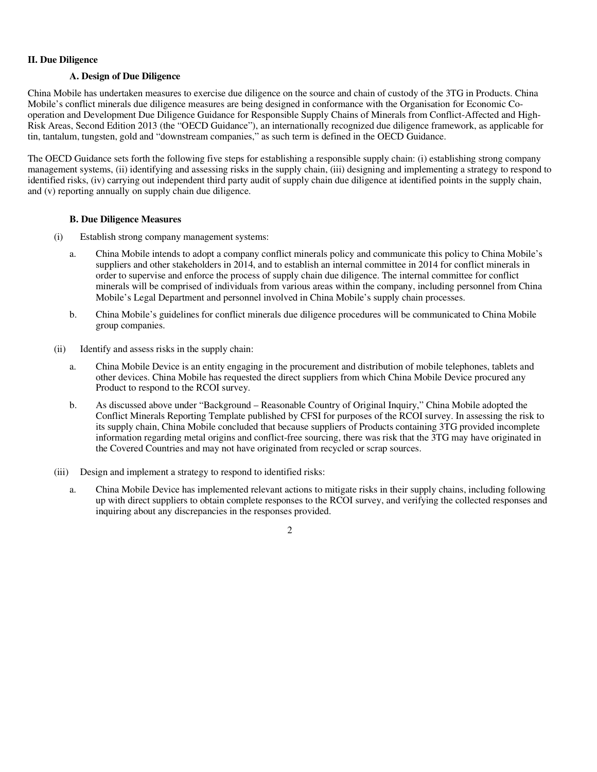## II. Due Diligence

### A. Design of Due Diligence

China Mobile has undertaken measures to exercise due diligence on the source and chain of custody of the 3TG in Products. China Mobile's conflict minerals due diligence measures are being designed in conformance with the Organisation for Economic Co-operation and Development Due Diligence Guidance for Responsible Supply Chains of Minerals from Conflict-Affected and High-Risk Areas, Second Edition 2013 (the "OECD Guidance"), an internationally recognized due diligence framework, as applicable for tin, tantalum, tungsten, gold and "downstream companies," as such term is defined in the OECD Guidance.

The OECD Guidance sets forth the following five steps for establishing a responsible supply chain: (i) establishing strong company management systems, (ii) identifying and assessing risks in the supply chain, (iii) designing and implementing a strategy to respond to identified risks, (iv) carrying out independent third party audit of supply chain due diligence at identified points in the supply chain, and (v) reporting annually on supply chain due diligence.

### B. Due Diligence Measures

(i) Establish strong company management systems:

a. China Mobile intends to adopt a company conflict minerals policy and communicate this policy to China Mobile's suppliers and other stakeholders in 2014, and to establish an internal committee in 2014 for conflict minerals in order to supervise and enforce the process of supply chain due diligence. The internal committee for conflict minerals will be comprised of individuals from various areas within the company, including personnel from China Mobile's Legal Department and personnel involved in China Mobile's supply chain processes.

b. China Mobile's guidelines for conflict minerals due diligence procedures will be communicated to China Mobile group companies.

(ii) Identify and assess risks in the supply chain:

a. China Mobile Device is an entity engaging in the procurement and distribution of mobile telephones, tablets and other devices. China Mobile has requested the direct suppliers from which China Mobile Device procured any Product to respond to the RCOI survey.

b. As discussed above under "Background – Reasonable Country of Original Inquiry," China Mobile adopted the Conflict Minerals Reporting Template published by CFSI for purposes of the RCOI survey. In assessing the risk to its supply chain, China Mobile concluded that because suppliers of Products containing 3TG provided incomplete information regarding metal origins and conflict-free sourcing, there was risk that the 3TG may have originated in the Covered Countries and may not have originated from recycled or scrap sources.

(iii) Design and implement a strategy to respond to identified risks:

a. China Mobile Device has implemented relevant actions to mitigate risks in their supply chains, including following up with direct suppliers to obtain complete responses to the RCOI survey, and verifying the collected responses and inquiring about any discrepancies in the responses provided.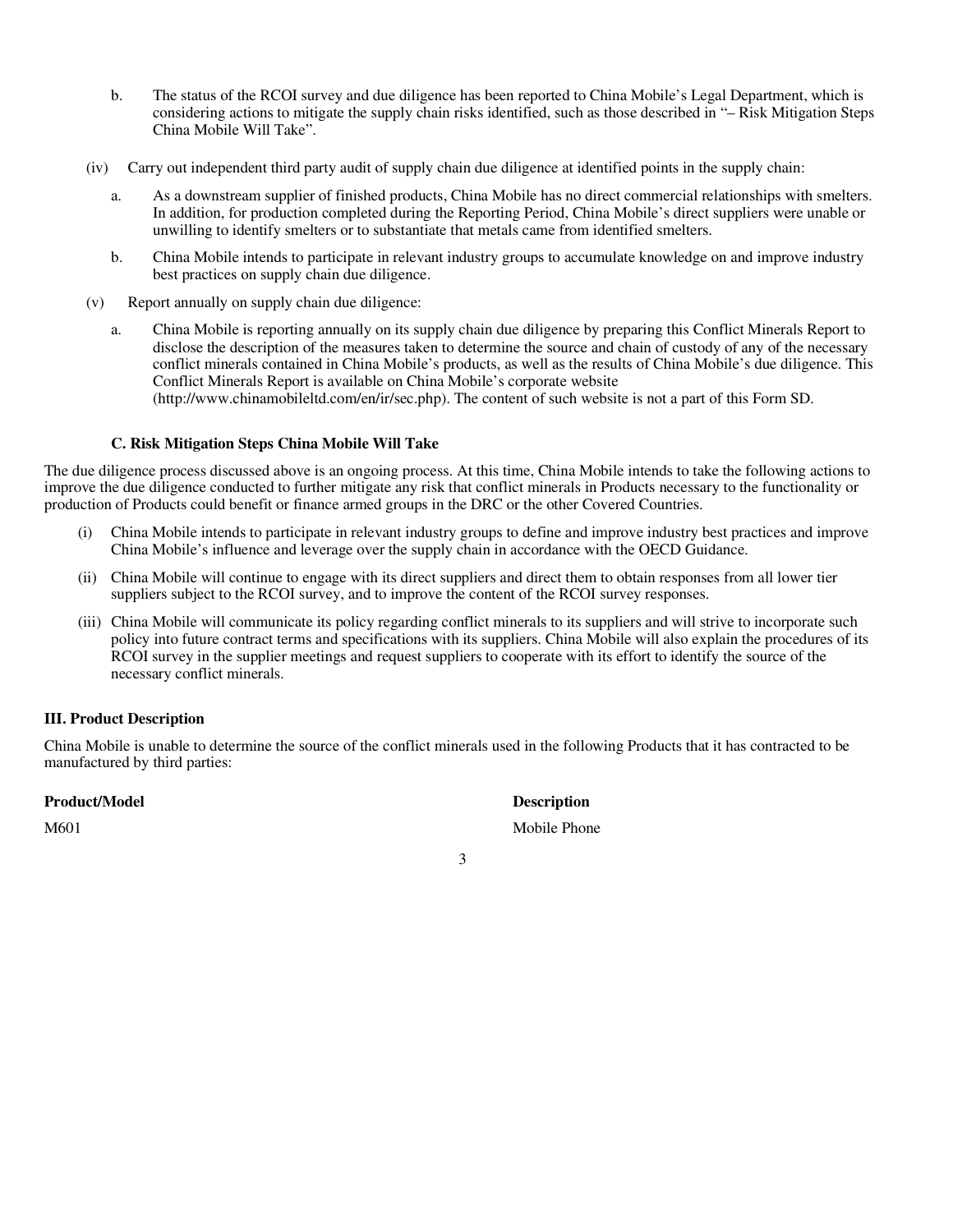b. The status of the RCOI survey and due diligence has been reported to China Mobile's Legal Department, which is considering actions to mitigate the supply chain risks identified, such as those described in "– Risk Mitigation Steps China Mobile Will Take".

(iv) Carry out independent third party audit of supply chain due diligence at identified points in the supply chain:

a. As a downstream supplier of finished products, China Mobile has no direct commercial relationships with smelters. In addition, for production completed during the Reporting Period, China Mobile's direct suppliers were unable or unwilling to identify smelters or to substantiate that metals came from identified smelters.

b. China Mobile intends to participate in relevant industry groups to accumulate knowledge on and improve industry best practices on supply chain due diligence.

(v) Report annually on supply chain due diligence:

a. China Mobile is reporting annually on its supply chain due diligence by preparing this Conflict Minerals Report to disclose the description of the measures taken to determine the source and chain of custody of any of the necessary conflict minerals contained in China Mobile's products, as well as the results of China Mobile's due diligence. This Conflict Minerals Report is available on China Mobile's corporate website (http://www.chinamobileltd.com/en/ir/sec.php). The content of such website is not a part of this Form SD.

### C. Risk Mitigation Steps China Mobile Will Take

The due diligence process discussed above is an ongoing process. At this time, China Mobile intends to take the following actions to improve the due diligence conducted to further mitigate any risk that conflict minerals in Products necessary to the functionality or production of Products could benefit or finance armed groups in the DRC or the other Covered Countries.

(i) China Mobile intends to participate in relevant industry groups to define and improve industry best practices and improve China Mobile's influence and leverage over the supply chain in accordance with the OECD Guidance.

(ii) China Mobile will continue to engage with its direct suppliers and direct them to obtain responses from all lower tier suppliers subject to the RCOI survey, and to improve the content of the RCOI survey responses.

(iii) China Mobile will communicate its policy regarding conflict minerals to its suppliers and will strive to incorporate such policy into future contract terms and specifications with its suppliers. China Mobile will also explain the procedures of its RCOI survey in the supplier meetings and request suppliers to cooperate with its effort to identify the source of the necessary conflict minerals.

## III. Product Description

China Mobile is unable to determine the source of the conflict minerals used in the following Products that it has contracted to be manufactured by third parties:

| Product/Model | Description |
|---|---|
| M601 | Mobile Phone |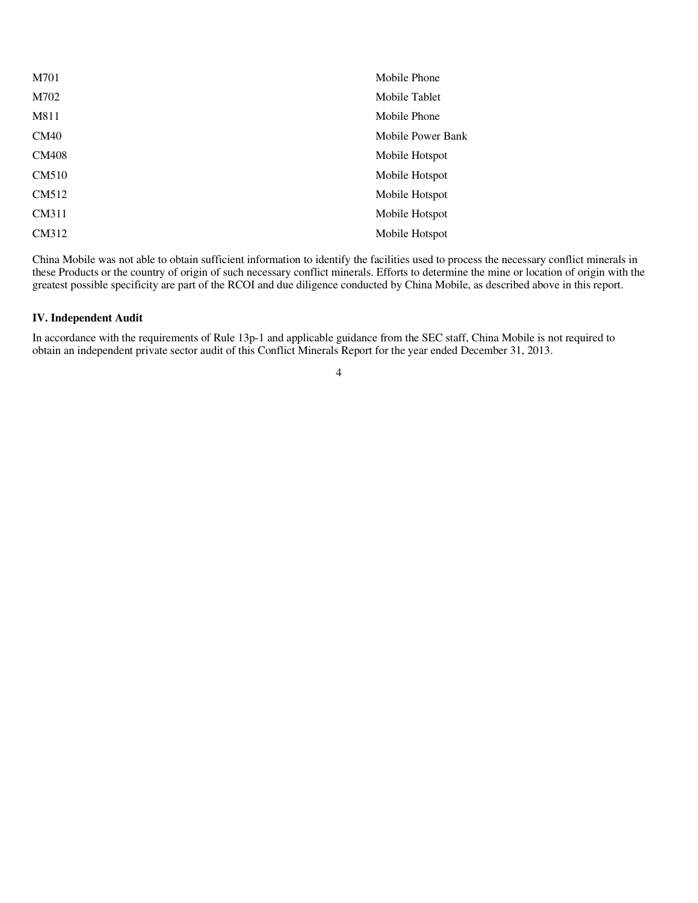| | |
|---|---|
| M701 | Mobile Phone |
| M702 | Mobile Tablet |
| M811 | Mobile Phone |
| CM40 | Mobile Power Bank |
| CM408 | Mobile Hotspot |
| CM510 | Mobile Hotspot |
| CM512 | Mobile Hotspot |
| CM311 | Mobile Hotspot |
| CM312 | Mobile Hotspot |

China Mobile was not able to obtain sufficient information to identify the facilities used to process the necessary conflict minerals in these Products or the country of origin of such necessary conflict minerals. Efforts to determine the mine or location of origin with the greatest possible specificity are part of the RCOI and due diligence conducted by China Mobile, as described above in this report.

**IV. Independent Audit**

In accordance with the requirements of Rule 13p-1 and applicable guidance from the SEC staff, China Mobile is not required to obtain an independent private sector audit of this Conflict Minerals Report for the year ended December 31, 2013.